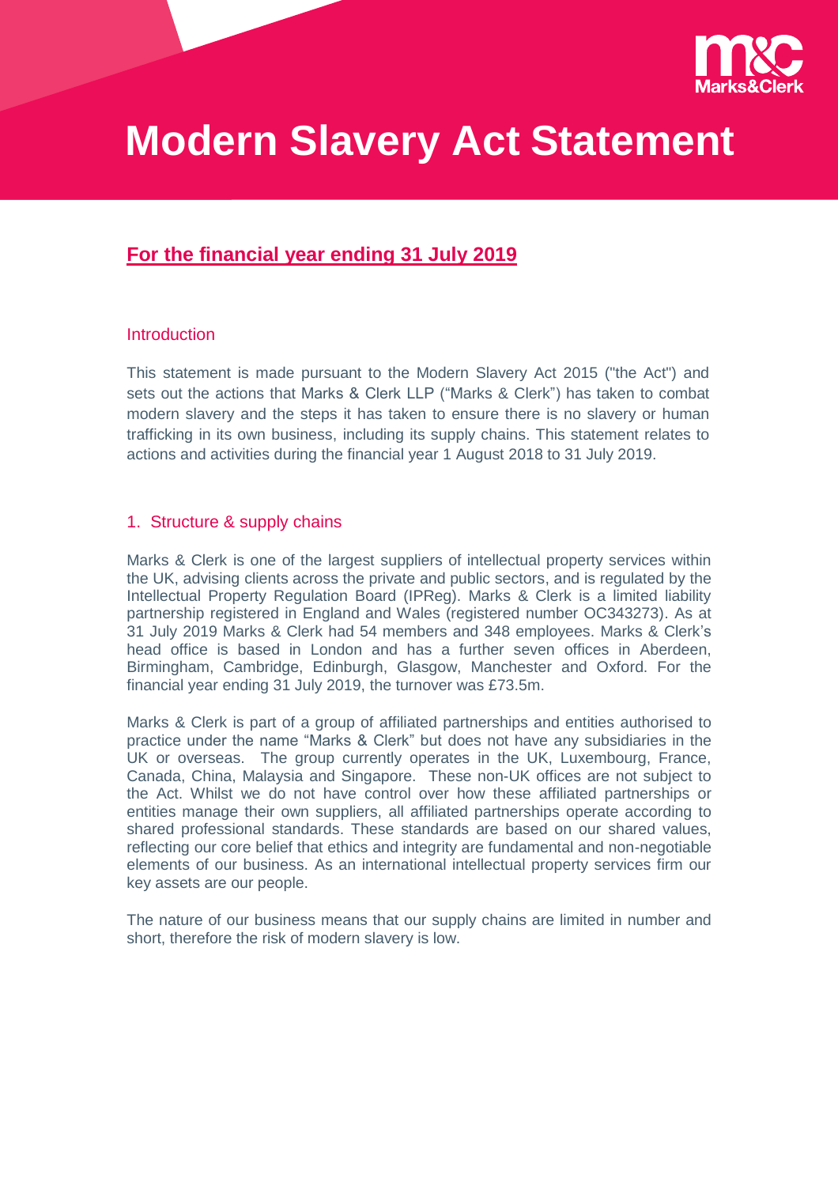# Modern Slavery Act Statement

**For the financial year ending 31 July 2019**

## Introduction

This statement is made pursuant to the Modern Slavery Act 2015 ("the Act") and sets out the actions that Marks & Clerk LLP ("Marks & Clerk") has taken to combat modern slavery and the steps it has taken to ensure there is no slavery or human trafficking in its own business, including its supply chains. This statement relates to actions and activities during the financial year 1 August 2018 to 31 July 2019.

## 1. Structure & supply chains

Marks & Clerk is one of the largest suppliers of intellectual property services within the UK, advising clients across the private and public sectors, and is regulated by the Intellectual Property Regulation Board (IPReg). Marks & Clerk is a limited liability partnership registered in England and Wales (registered number OC343273). As at 31 July 2019 Marks & Clerk had 54 members and 348 employees. Marks & Clerk's head office is based in London and has a further seven offices in Aberdeen, Birmingham, Cambridge, Edinburgh, Glasgow, Manchester and Oxford. For the financial year ending 31 July 2019, the turnover was £73.5m.

Marks & Clerk is part of a group of affiliated partnerships and entities authorised to practice under the name "Marks & Clerk" but does not have any subsidiaries in the UK or overseas. The group currently operates in the UK, Luxembourg, France, Canada, China, Malaysia and Singapore. These non-UK offices are not subject to the Act. Whilst we do not have control over how these affiliated partnerships or entities manage their own suppliers, all affiliated partnerships operate according to shared professional standards. These standards are based on our shared values, reflecting our core belief that ethics and integrity are fundamental and non-negotiable elements of our business. As an international intellectual property services firm our key assets are our people.

The nature of our business means that our supply chains are limited in number and short, therefore the risk of modern slavery is low.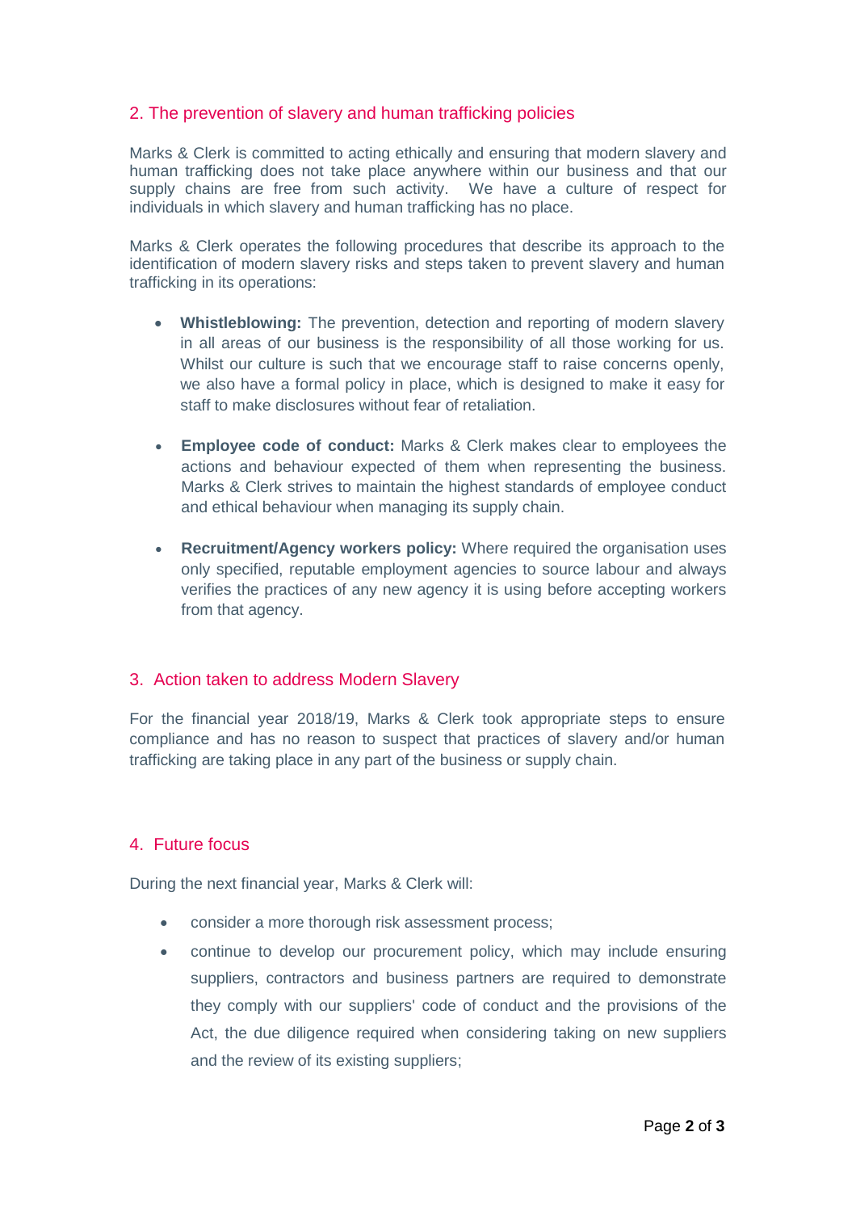## 2. The prevention of slavery and human trafficking policies

Marks & Clerk is committed to acting ethically and ensuring that modern slavery and human trafficking does not take place anywhere within our business and that our supply chains are free from such activity. We have a culture of respect for individuals in which slavery and human trafficking has no place.

Marks & Clerk operates the following procedures that describe its approach to the identification of modern slavery risks and steps taken to prevent slavery and human trafficking in its operations:

- **Whistleblowing:** The prevention, detection and reporting of modern slavery in all areas of our business is the responsibility of all those working for us. Whilst our culture is such that we encourage staff to raise concerns openly, we also have a formal policy in place, which is designed to make it easy for staff to make disclosures without fear of retaliation.

- **Employee code of conduct:** Marks & Clerk makes clear to employees the actions and behaviour expected of them when representing the business. Marks & Clerk strives to maintain the highest standards of employee conduct and ethical behaviour when managing its supply chain.

- **Recruitment/Agency workers policy:** Where required the organisation uses only specified, reputable employment agencies to source labour and always verifies the practices of any new agency it is using before accepting workers from that agency.

## 3. Action taken to address Modern Slavery

For the financial year 2018/19, Marks & Clerk took appropriate steps to ensure compliance and has no reason to suspect that practices of slavery and/or human trafficking are taking place in any part of the business or supply chain.

## 4. Future focus

During the next financial year, Marks & Clerk will:

- consider a more thorough risk assessment process;
- continue to develop our procurement policy, which may include ensuring suppliers, contractors and business partners are required to demonstrate they comply with our suppliers' code of conduct and the provisions of the Act, the due diligence required when considering taking on new suppliers and the review of its existing suppliers;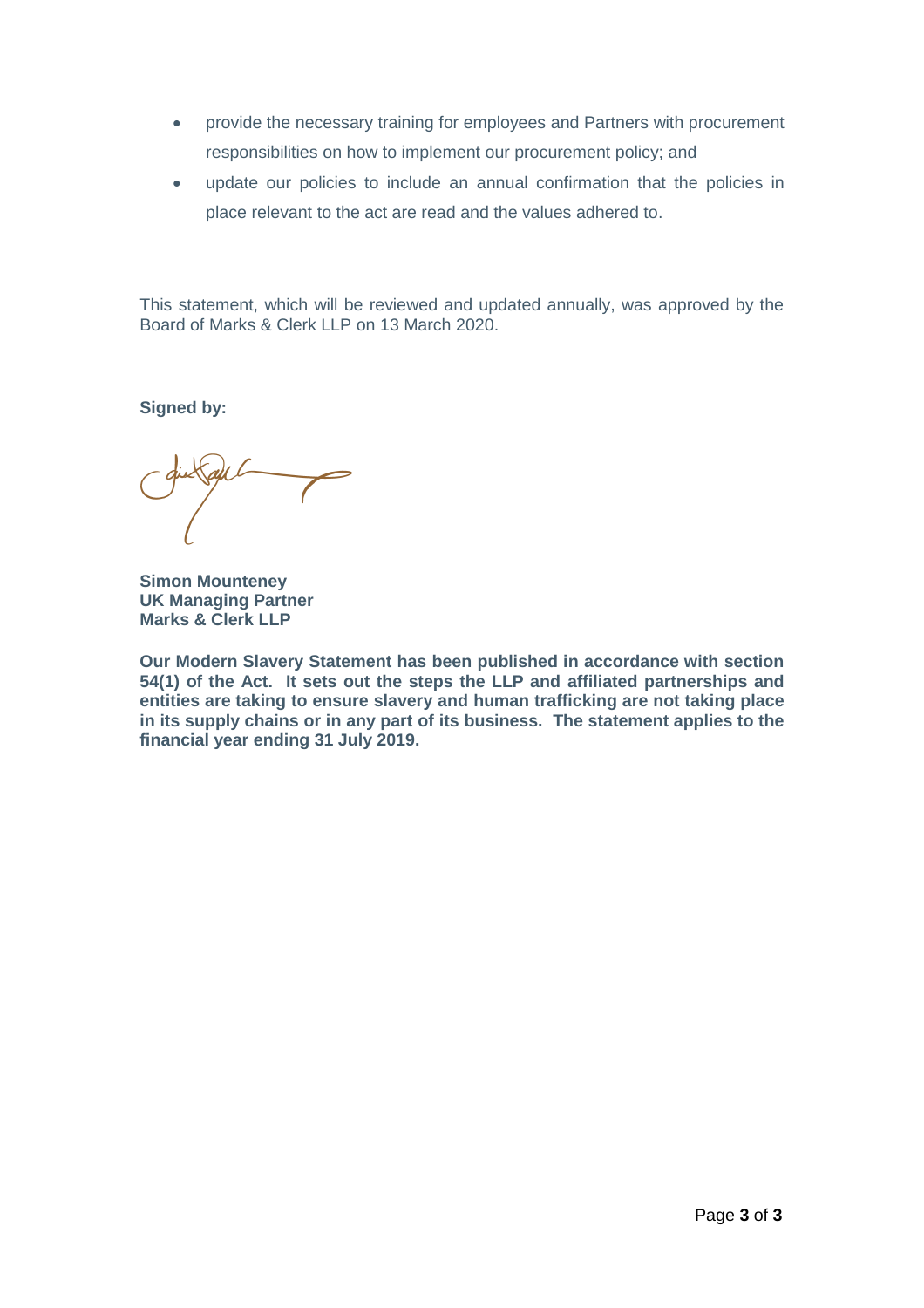- provide the necessary training for employees and Partners with procurement responsibilities on how to implement our procurement policy; and
- update our policies to include an annual confirmation that the policies in place relevant to the act are read and the values adhered to.

This statement, which will be reviewed and updated annually, was approved by the Board of Marks & Clerk LLP on 13 March 2020.

**Signed by:**

**Simon Mounteney**
**UK Managing Partner**
**Marks & Clerk LLP**

**Our Modern Slavery Statement has been published in accordance with section 54(1) of the Act. It sets out the steps the LLP and affiliated partnerships and entities are taking to ensure slavery and human trafficking are not taking place in its supply chains or in any part of its business. The statement applies to the financial year ending 31 July 2019.**